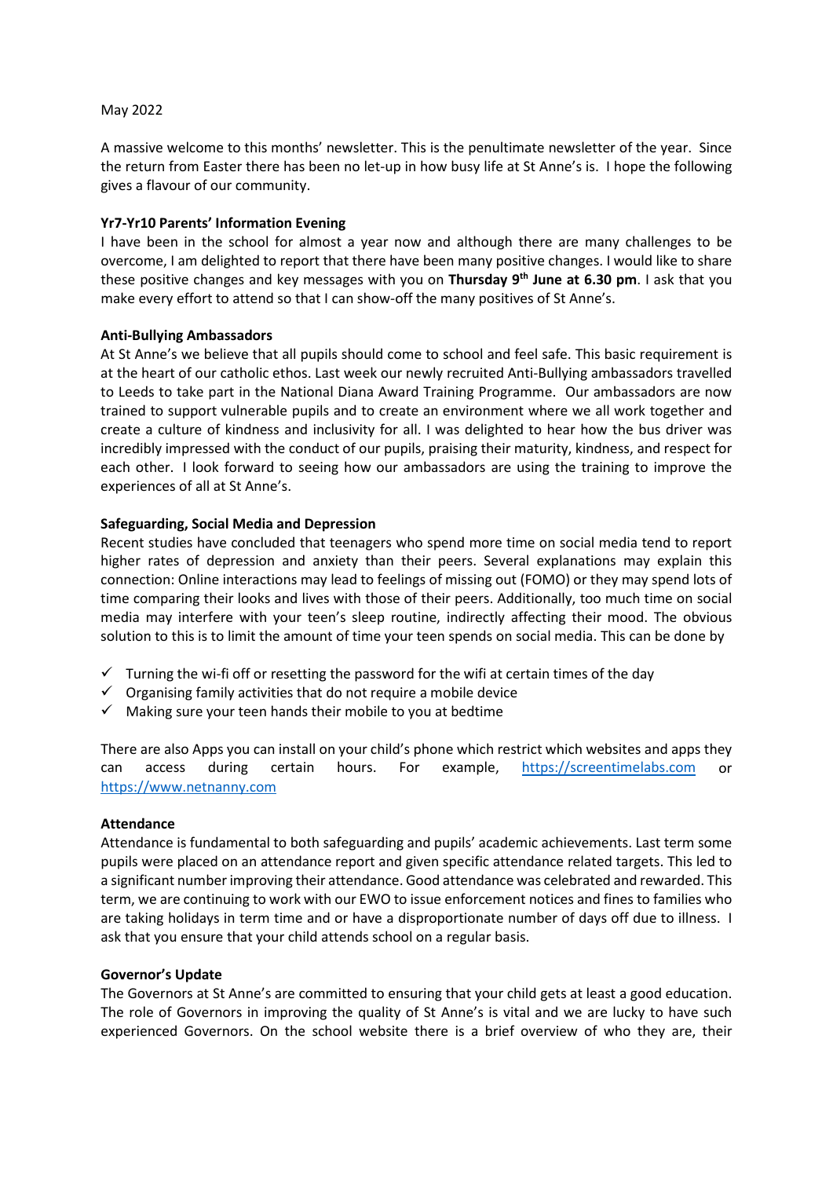May 2022

A massive welcome to this months' newsletter. This is the penultimate newsletter of the year. Since the return from Easter there has been no let-up in how busy life at St Anne's is. I hope the following gives a flavour of our community.

**Yr7-Yr10 Parents' Information Evening**

I have been in the school for almost a year now and although there are many challenges to be overcome, I am delighted to report that there have been many positive changes. I would like to share these positive changes and key messages with you on **Thursday 9th June at 6.30 pm**. I ask that you make every effort to attend so that I can show-off the many positives of St Anne's.

**Anti-Bullying Ambassadors**

At St Anne's we believe that all pupils should come to school and feel safe. This basic requirement is at the heart of our catholic ethos. Last week our newly recruited Anti-Bullying ambassadors travelled to Leeds to take part in the National Diana Award Training Programme. Our ambassadors are now trained to support vulnerable pupils and to create an environment where we all work together and create a culture of kindness and inclusivity for all. I was delighted to hear how the bus driver was incredibly impressed with the conduct of our pupils, praising their maturity, kindness, and respect for each other. I look forward to seeing how our ambassadors are using the training to improve the experiences of all at St Anne's.

**Safeguarding, Social Media and Depression**

Recent studies have concluded that teenagers who spend more time on social media tend to report higher rates of depression and anxiety than their peers. Several explanations may explain this connection: Online interactions may lead to feelings of missing out (FOMO) or they may spend lots of time comparing their looks and lives with those of their peers. Additionally, too much time on social media may interfere with your teen's sleep routine, indirectly affecting their mood. The obvious solution to this is to limit the amount of time your teen spends on social media. This can be done by

- ✓ Turning the wi-fi off or resetting the password for the wifi at certain times of the day
- ✓ Organising family activities that do not require a mobile device
- ✓ Making sure your teen hands their mobile to you at bedtime

There are also Apps you can install on your child's phone which restrict which websites and apps they can access during certain hours. For example, https://screentimelabs.com or https://www.netnanny.com

**Attendance**

Attendance is fundamental to both safeguarding and pupils' academic achievements. Last term some pupils were placed on an attendance report and given specific attendance related targets. This led to a significant number improving their attendance. Good attendance was celebrated and rewarded. This term, we are continuing to work with our EWO to issue enforcement notices and fines to families who are taking holidays in term time and or have a disproportionate number of days off due to illness. I ask that you ensure that your child attends school on a regular basis.

**Governor's Update**

The Governors at St Anne's are committed to ensuring that your child gets at least a good education. The role of Governors in improving the quality of St Anne's is vital and we are lucky to have such experienced Governors. On the school website there is a brief overview of who they are, their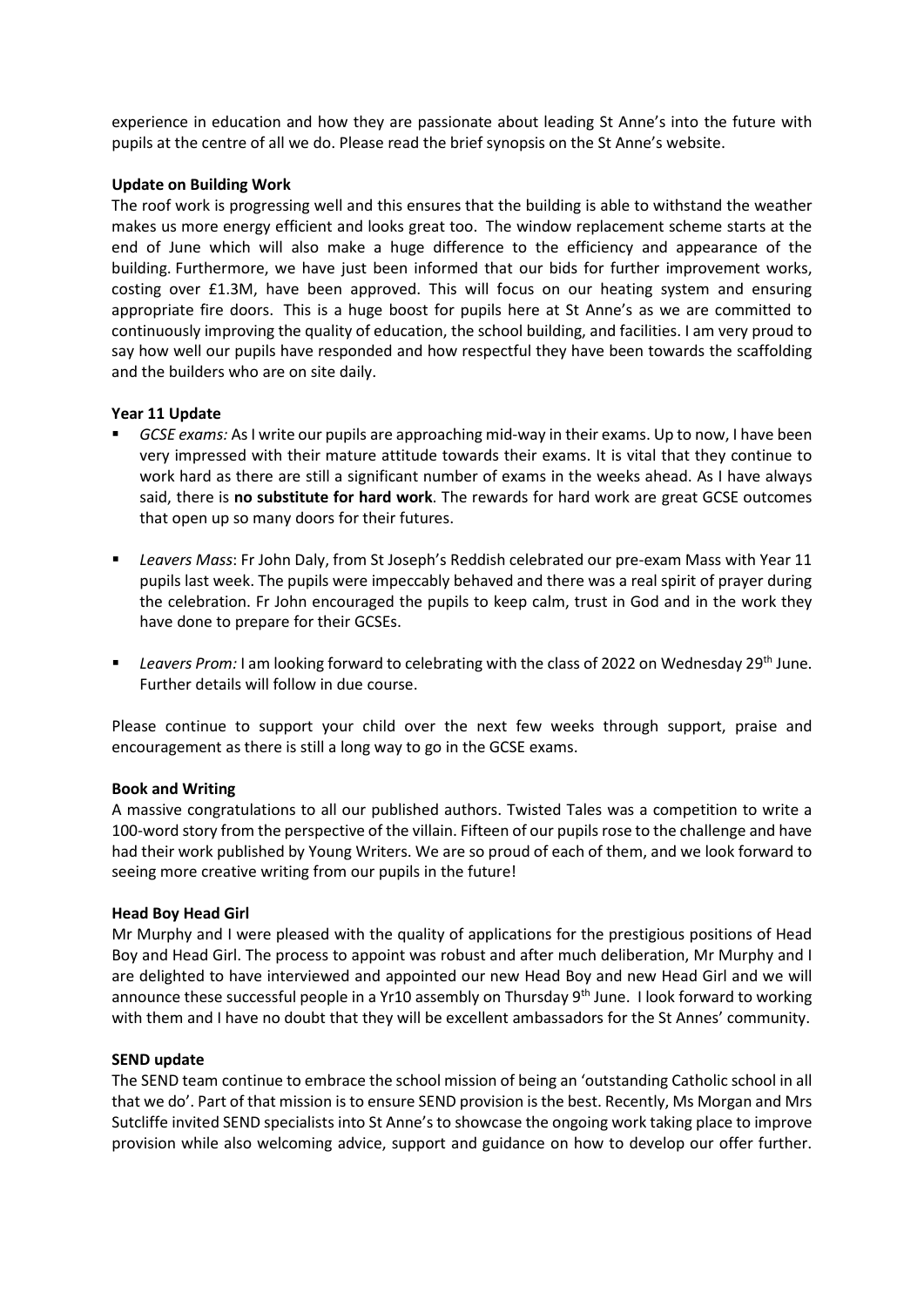experience in education and how they are passionate about leading St Anne's into the future with pupils at the centre of all we do. Please read the brief synopsis on the St Anne's website.

**Update on Building Work**

The roof work is progressing well and this ensures that the building is able to withstand the weather makes us more energy efficient and looks great too. The window replacement scheme starts at the end of June which will also make a huge difference to the efficiency and appearance of the building. Furthermore, we have just been informed that our bids for further improvement works, costing over £1.3M, have been approved. This will focus on our heating system and ensuring appropriate fire doors. This is a huge boost for pupils here at St Anne's as we are committed to continuously improving the quality of education, the school building, and facilities. I am very proud to say how well our pupils have responded and how respectful they have been towards the scaffolding and the builders who are on site daily.

**Year 11 Update**

- *GCSE exams:* As I write our pupils are approaching mid-way in their exams. Up to now, I have been very impressed with their mature attitude towards their exams. It is vital that they continue to work hard as there are still a significant number of exams in the weeks ahead. As I have always said, there is **no substitute for hard work**. The rewards for hard work are great GCSE outcomes that open up so many doors for their futures.
- *Leavers Mass*: Fr John Daly, from St Joseph's Reddish celebrated our pre-exam Mass with Year 11 pupils last week. The pupils were impeccably behaved and there was a real spirit of prayer during the celebration. Fr John encouraged the pupils to keep calm, trust in God and in the work they have done to prepare for their GCSEs.
- *Leavers Prom:* I am looking forward to celebrating with the class of 2022 on Wednesday 29th June. Further details will follow in due course.

Please continue to support your child over the next few weeks through support, praise and encouragement as there is still a long way to go in the GCSE exams.

**Book and Writing**

A massive congratulations to all our published authors. Twisted Tales was a competition to write a 100-word story from the perspective of the villain. Fifteen of our pupils rose to the challenge and have had their work published by Young Writers. We are so proud of each of them, and we look forward to seeing more creative writing from our pupils in the future!

**Head Boy Head Girl**

Mr Murphy and I were pleased with the quality of applications for the prestigious positions of Head Boy and Head Girl. The process to appoint was robust and after much deliberation, Mr Murphy and I are delighted to have interviewed and appointed our new Head Boy and new Head Girl and we will announce these successful people in a Yr10 assembly on Thursday 9th June. I look forward to working with them and I have no doubt that they will be excellent ambassadors for the St Annes' community.

**SEND update**

The SEND team continue to embrace the school mission of being an 'outstanding Catholic school in all that we do'. Part of that mission is to ensure SEND provision is the best. Recently, Ms Morgan and Mrs Sutcliffe invited SEND specialists into St Anne's to showcase the ongoing work taking place to improve provision while also welcoming advice, support and guidance on how to develop our offer further.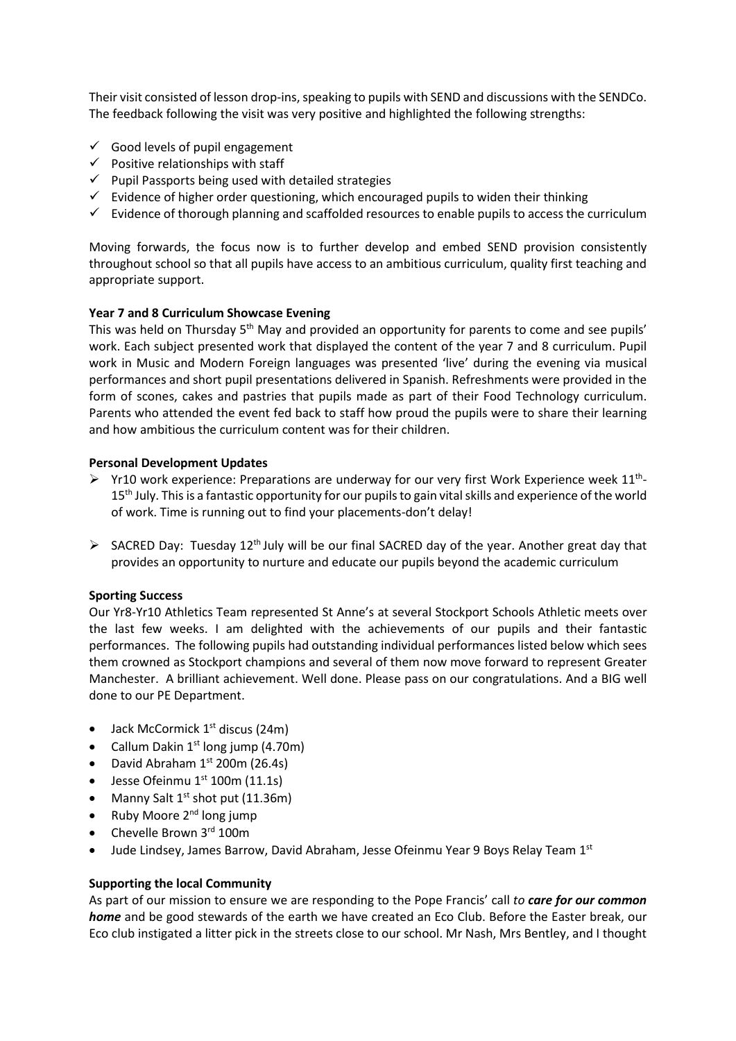Their visit consisted of lesson drop-ins, speaking to pupils with SEND and discussions with the SENDCo. The feedback following the visit was very positive and highlighted the following strengths:

- ✓ Good levels of pupil engagement
- ✓ Positive relationships with staff
- ✓ Pupil Passports being used with detailed strategies
- ✓ Evidence of higher order questioning, which encouraged pupils to widen their thinking
- ✓ Evidence of thorough planning and scaffolded resources to enable pupils to access the curriculum

Moving forwards, the focus now is to further develop and embed SEND provision consistently throughout school so that all pupils have access to an ambitious curriculum, quality first teaching and appropriate support.

**Year 7 and 8 Curriculum Showcase Evening**

This was held on Thursday 5th May and provided an opportunity for parents to come and see pupils' work. Each subject presented work that displayed the content of the year 7 and 8 curriculum. Pupil work in Music and Modern Foreign languages was presented 'live' during the evening via musical performances and short pupil presentations delivered in Spanish. Refreshments were provided in the form of scones, cakes and pastries that pupils made as part of their Food Technology curriculum. Parents who attended the event fed back to staff how proud the pupils were to share their learning and how ambitious the curriculum content was for their children.

**Personal Development Updates**

- ➢ Yr10 work experience: Preparations are underway for our very first Work Experience week 11th-15th July. This is a fantastic opportunity for our pupils to gain vital skills and experience of the world of work. Time is running out to find your placements-don't delay!
- ➢ SACRED Day: Tuesday 12th July will be our final SACRED day of the year. Another great day that provides an opportunity to nurture and educate our pupils beyond the academic curriculum

**Sporting Success**

Our Yr8-Yr10 Athletics Team represented St Anne's at several Stockport Schools Athletic meets over the last few weeks. I am delighted with the achievements of our pupils and their fantastic performances. The following pupils had outstanding individual performances listed below which sees them crowned as Stockport champions and several of them now move forward to represent Greater Manchester. A brilliant achievement. Well done. Please pass on our congratulations. And a BIG well done to our PE Department.

- Jack McCormick 1st discus (24m)
- Callum Dakin 1st long jump (4.70m)
- David Abraham 1st 200m (26.4s)
- Jesse Ofeinmu 1st 100m (11.1s)
- Manny Salt 1st shot put (11.36m)
- Ruby Moore 2nd long jump
- Chevelle Brown 3rd 100m
- Jude Lindsey, James Barrow, David Abraham, Jesse Ofeinmu Year 9 Boys Relay Team 1st

**Supporting the local Community**

As part of our mission to ensure we are responding to the Pope Francis' call *to* ***care for our common home*** and be good stewards of the earth we have created an Eco Club. Before the Easter break, our Eco club instigated a litter pick in the streets close to our school. Mr Nash, Mrs Bentley, and I thought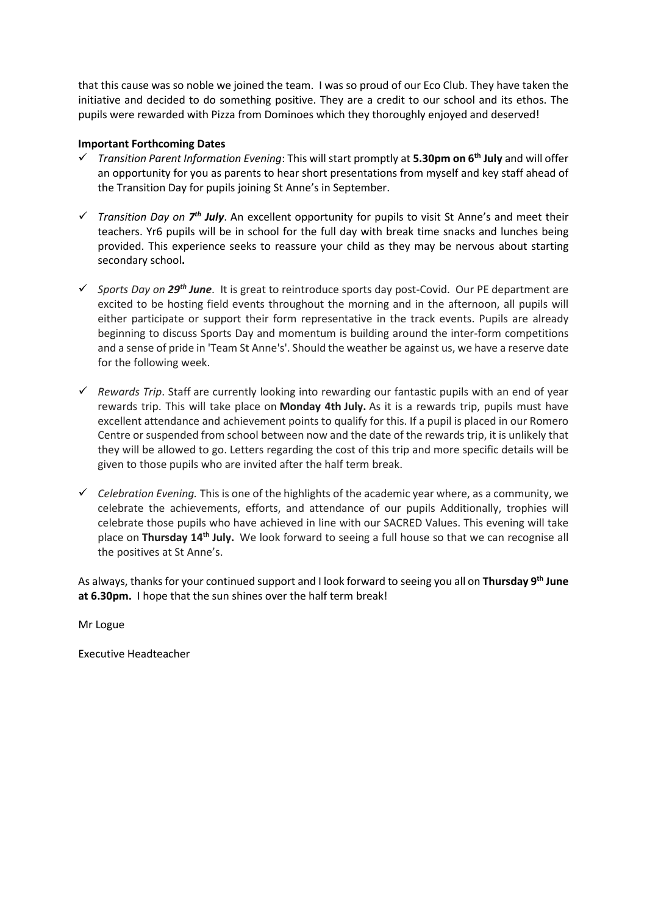that this cause was so noble we joined the team. I was so proud of our Eco Club. They have taken the initiative and decided to do something positive. They are a credit to our school and its ethos. The pupils were rewarded with Pizza from Dominoes which they thoroughly enjoyed and deserved!

**Important Forthcoming Dates**

- ✓ *Transition Parent Information Evening*: This will start promptly at **5.30pm on 6th July** and will offer an opportunity for you as parents to hear short presentations from myself and key staff ahead of the Transition Day for pupils joining St Anne's in September.

- ✓ *Transition Day on **7th July***. An excellent opportunity for pupils to visit St Anne's and meet their teachers. Yr6 pupils will be in school for the full day with break time snacks and lunches being provided. This experience seeks to reassure your child as they may be nervous about starting secondary school**.**

- ✓ *Sports Day on **29th June***. It is great to reintroduce sports day post-Covid. Our PE department are excited to be hosting field events throughout the morning and in the afternoon, all pupils will either participate or support their form representative in the track events. Pupils are already beginning to discuss Sports Day and momentum is building around the inter-form competitions and a sense of pride in 'Team St Anne's'. Should the weather be against us, we have a reserve date for the following week.

- ✓ *Rewards Trip*. Staff are currently looking into rewarding our fantastic pupils with an end of year rewards trip. This will take place on **Monday 4th July.** As it is a rewards trip, pupils must have excellent attendance and achievement points to qualify for this. If a pupil is placed in our Romero Centre or suspended from school between now and the date of the rewards trip, it is unlikely that they will be allowed to go. Letters regarding the cost of this trip and more specific details will be given to those pupils who are invited after the half term break.

- ✓ *Celebration Evening.* This is one of the highlights of the academic year where, as a community, we celebrate the achievements, efforts, and attendance of our pupils Additionally, trophies will celebrate those pupils who have achieved in line with our SACRED Values. This evening will take place on **Thursday 14th July.** We look forward to seeing a full house so that we can recognise all the positives at St Anne's.

As always, thanks for your continued support and I look forward to seeing you all on **Thursday 9th June at 6.30pm.** I hope that the sun shines over the half term break!

Mr Logue

Executive Headteacher